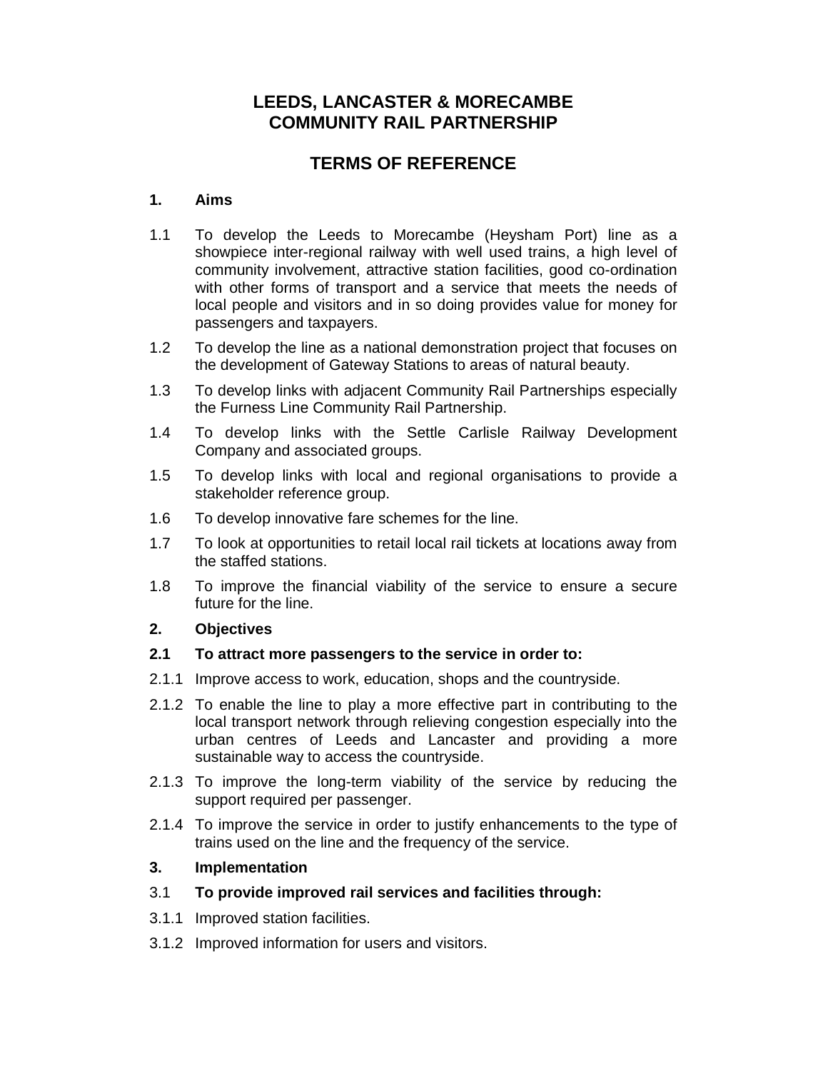# LEEDS, LANCASTER & MORECAMBE COMMUNITY RAIL PARTNERSHIP

## TERMS OF REFERENCE

### 1. Aims

1.1 To develop the Leeds to Morecambe (Heysham Port) line as a showpiece inter-regional railway with well used trains, a high level of community involvement, attractive station facilities, good co-ordination with other forms of transport and a service that meets the needs of local people and visitors and in so doing provides value for money for passengers and taxpayers.

1.2 To develop the line as a national demonstration project that focuses on the development of Gateway Stations to areas of natural beauty.

1.3 To develop links with adjacent Community Rail Partnerships especially the Furness Line Community Rail Partnership.

1.4 To develop links with the Settle Carlisle Railway Development Company and associated groups.

1.5 To develop links with local and regional organisations to provide a stakeholder reference group.

1.6 To develop innovative fare schemes for the line.

1.7 To look at opportunities to retail local rail tickets at locations away from the staffed stations.

1.8 To improve the financial viability of the service to ensure a secure future for the line.

### 2. Objectives

**2.1 To attract more passengers to the service in order to:**

2.1.1 Improve access to work, education, shops and the countryside.

2.1.2 To enable the line to play a more effective part in contributing to the local transport network through relieving congestion especially into the urban centres of Leeds and Lancaster and providing a more sustainable way to access the countryside.

2.1.3 To improve the long-term viability of the service by reducing the support required per passenger.

2.1.4 To improve the service in order to justify enhancements to the type of trains used on the line and the frequency of the service.

### 3. Implementation

3.1 **To provide improved rail services and facilities through:**

3.1.1 Improved station facilities.

3.1.2 Improved information for users and visitors.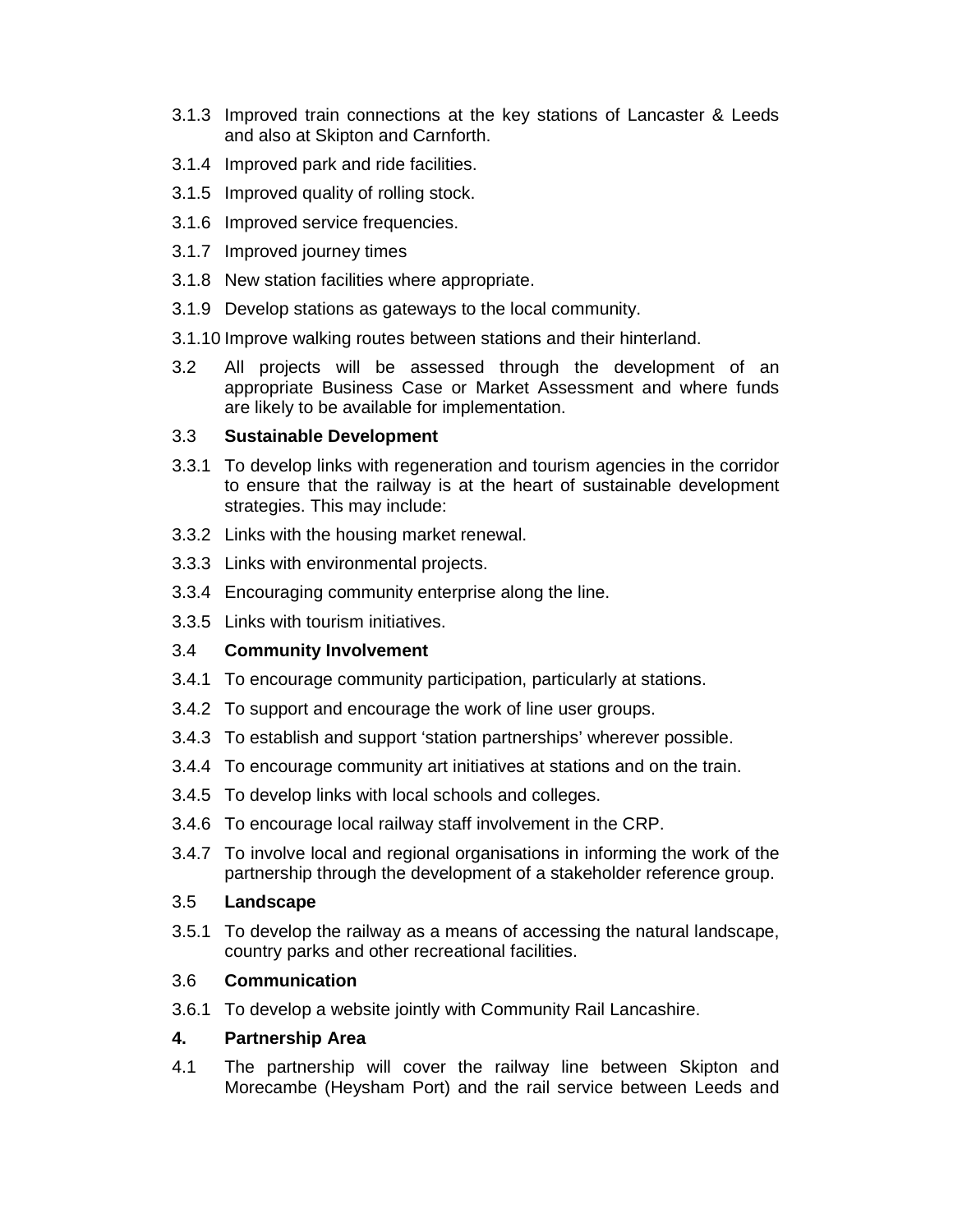3.1.3 Improved train connections at the key stations of Lancaster & Leeds and also at Skipton and Carnforth.

3.1.4 Improved park and ride facilities.

3.1.5 Improved quality of rolling stock.

3.1.6 Improved service frequencies.

3.1.7 Improved journey times

3.1.8 New station facilities where appropriate.

3.1.9 Develop stations as gateways to the local community.

3.1.10 Improve walking routes between stations and their hinterland.

3.2 All projects will be assessed through the development of an appropriate Business Case or Market Assessment and where funds are likely to be available for implementation.

3.3 **Sustainable Development**

3.3.1 To develop links with regeneration and tourism agencies in the corridor to ensure that the railway is at the heart of sustainable development strategies. This may include:

3.3.2 Links with the housing market renewal.

3.3.3 Links with environmental projects.

3.3.4 Encouraging community enterprise along the line.

3.3.5 Links with tourism initiatives.

3.4 **Community Involvement**

3.4.1 To encourage community participation, particularly at stations.

3.4.2 To support and encourage the work of line user groups.

3.4.3 To establish and support 'station partnerships' wherever possible.

3.4.4 To encourage community art initiatives at stations and on the train.

3.4.5 To develop links with local schools and colleges.

3.4.6 To encourage local railway staff involvement in the CRP.

3.4.7 To involve local and regional organisations in informing the work of the partnership through the development of a stakeholder reference group.

3.5 **Landscape**

3.5.1 To develop the railway as a means of accessing the natural landscape, country parks and other recreational facilities.

3.6 **Communication**

3.6.1 To develop a website jointly with Community Rail Lancashire.

## 4. Partnership Area

4.1 The partnership will cover the railway line between Skipton and Morecambe (Heysham Port) and the rail service between Leeds and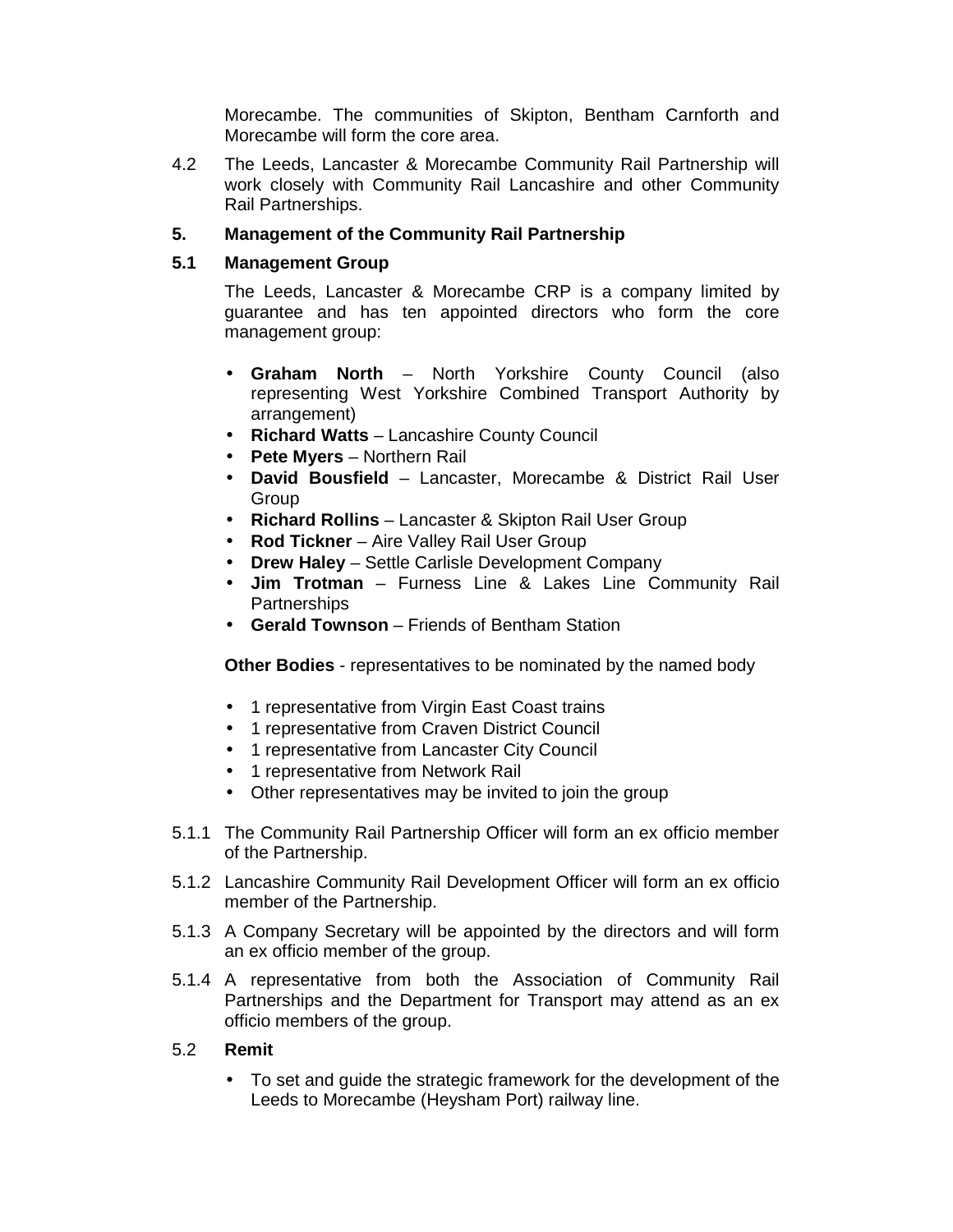Morecambe. The communities of Skipton, Bentham Carnforth and Morecambe will form the core area.

4.2 The Leeds, Lancaster & Morecambe Community Rail Partnership will work closely with Community Rail Lancashire and other Community Rail Partnerships.

## 5. Management of the Community Rail Partnership

### 5.1 Management Group

The Leeds, Lancaster & Morecambe CRP is a company limited by guarantee and has ten appointed directors who form the core management group:

- **Graham North** – North Yorkshire County Council (also representing West Yorkshire Combined Transport Authority by arrangement)
- **Richard Watts** – Lancashire County Council
- **Pete Myers** – Northern Rail
- **David Bousfield** – Lancaster, Morecambe & District Rail User Group
- **Richard Rollins** – Lancaster & Skipton Rail User Group
- **Rod Tickner** – Aire Valley Rail User Group
- **Drew Haley** – Settle Carlisle Development Company
- **Jim Trotman** – Furness Line & Lakes Line Community Rail Partnerships
- **Gerald Townson** – Friends of Bentham Station

**Other Bodies** - representatives to be nominated by the named body

- 1 representative from Virgin East Coast trains
- 1 representative from Craven District Council
- 1 representative from Lancaster City Council
- 1 representative from Network Rail
- Other representatives may be invited to join the group

5.1.1 The Community Rail Partnership Officer will form an ex officio member of the Partnership.

5.1.2 Lancashire Community Rail Development Officer will form an ex officio member of the Partnership.

5.1.3 A Company Secretary will be appointed by the directors and will form an ex officio member of the group.

5.1.4 A representative from both the Association of Community Rail Partnerships and the Department for Transport may attend as an ex officio members of the group.

### 5.2 Remit

- To set and guide the strategic framework for the development of the Leeds to Morecambe (Heysham Port) railway line.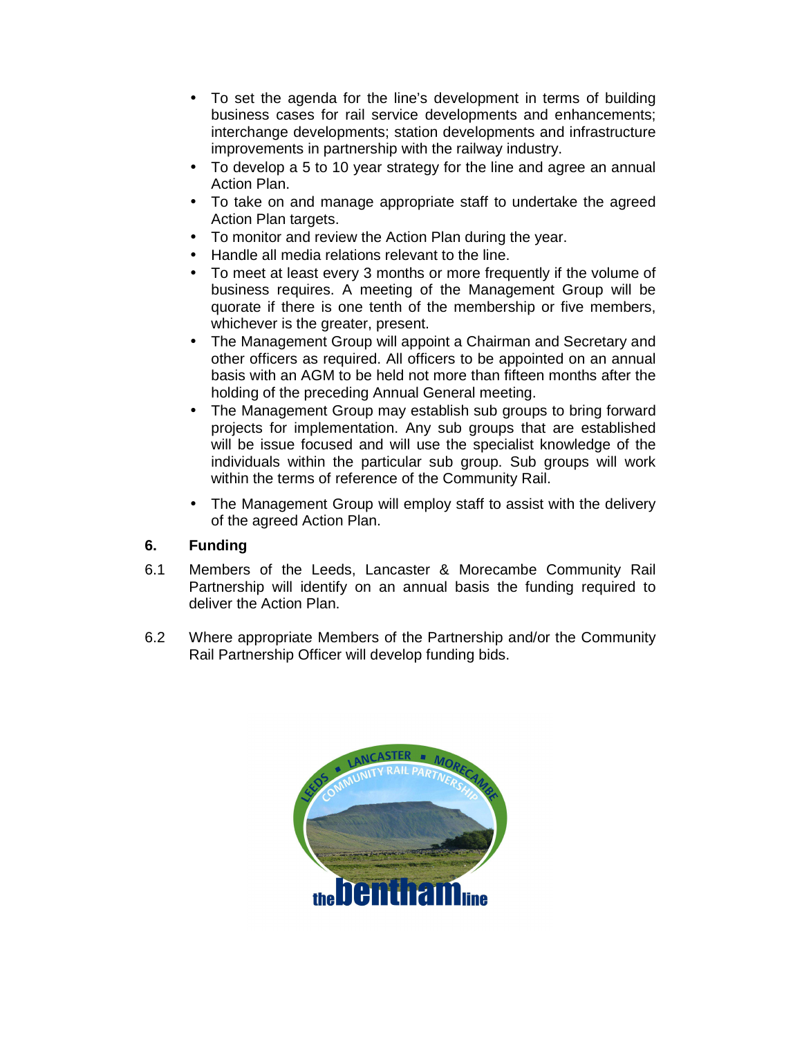- To set the agenda for the line's development in terms of building business cases for rail service developments and enhancements; interchange developments; station developments and infrastructure improvements in partnership with the railway industry.
- To develop a 5 to 10 year strategy for the line and agree an annual Action Plan.
- To take on and manage appropriate staff to undertake the agreed Action Plan targets.
- To monitor and review the Action Plan during the year.
- Handle all media relations relevant to the line.
- To meet at least every 3 months or more frequently if the volume of business requires. A meeting of the Management Group will be quorate if there is one tenth of the membership or five members, whichever is the greater, present.
- The Management Group will appoint a Chairman and Secretary and other officers as required. All officers to be appointed on an annual basis with an AGM to be held not more than fifteen months after the holding of the preceding Annual General meeting.
- The Management Group may establish sub groups to bring forward projects for implementation. Any sub groups that are established will be issue focused and will use the specialist knowledge of the individuals within the particular sub group. Sub groups will work within the terms of reference of the Community Rail.
- The Management Group will employ staff to assist with the delivery of the agreed Action Plan.

## 6. Funding

6.1 Members of the Leeds, Lancaster & Morecambe Community Rail Partnership will identify on an annual basis the funding required to deliver the Action Plan.

6.2 Where appropriate Members of the Partnership and/or the Community Rail Partnership Officer will develop funding bids.